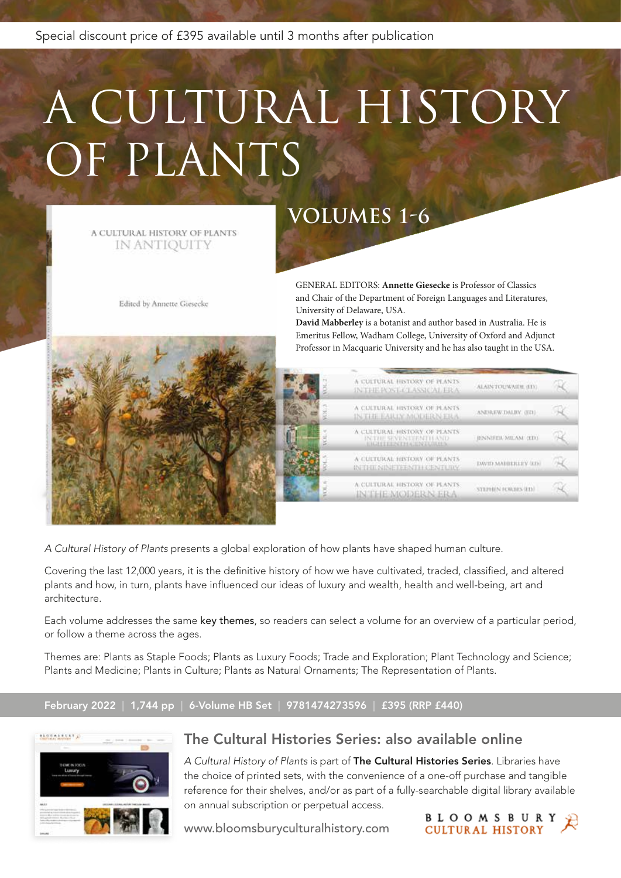Special discount price of £395 available until 3 months after publication

# A CULTURAL HISTORY OF PLANTS

## VOLUMES 1-6

GENERAL EDITORS: **Annette Giesecke** is Professor of Classics and Chair of the Department of Foreign Languages and Literatures, University of Delaware, USA.
**David Mabberley** is a botanist and author based in Australia. He is Emeritus Fellow, Wadham College, University of Oxford and Adjunct Professor in Macquarie University and he has also taught in the USA.

*A Cultural History of Plants* presents a global exploration of how plants have shaped human culture.

Covering the last 12,000 years, it is the definitive history of how we have cultivated, traded, classified, and altered plants and how, in turn, plants have influenced our ideas of luxury and wealth, health and well-being, art and architecture.

Each volume addresses the same key themes, so readers can select a volume for an overview of a particular period, or follow a theme across the ages.

Themes are: Plants as Staple Foods; Plants as Luxury Foods; Trade and Exploration; Plant Technology and Science; Plants and Medicine; Plants in Culture; Plants as Natural Ornaments; The Representation of Plants.

**February 2022 | 1,744 pp | 6-Volume HB Set | 9781474273596 | £395 (RRP £440)**

## The Cultural Histories Series: also available online

*A Cultural History of Plants* is part of **The Cultural Histories Series**. Libraries have the choice of printed sets, with the convenience of a one-off purchase and tangible reference for their shelves, and/or as part of a fully-searchable digital library available on annual subscription or perpetual access.

www.bloomsburyculturalhistory.com

BLOOMSBURY CULTURAL HISTORY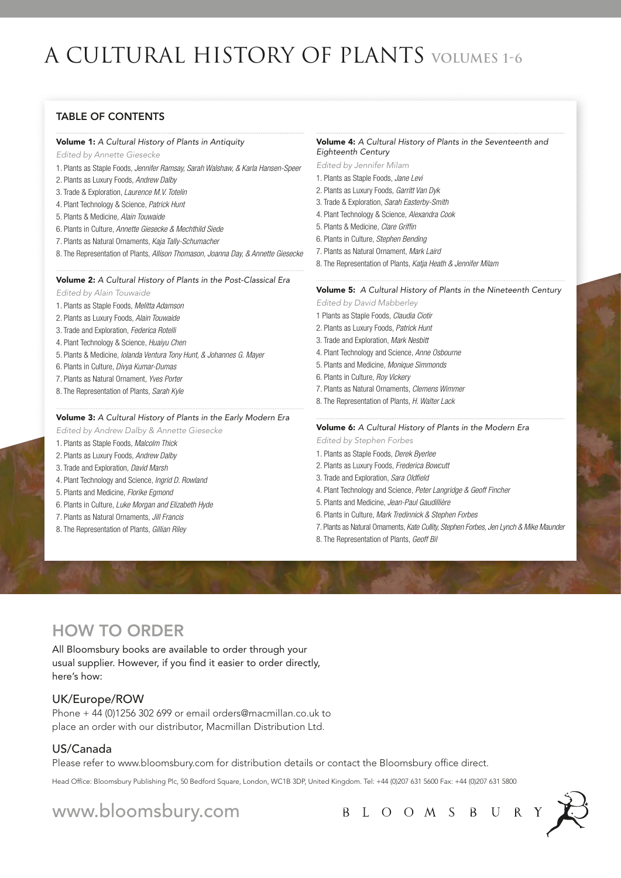# A CULTURAL HISTORY OF PLANTS VOLUMES 1-6

## TABLE OF CONTENTS

**Volume 1:** *A Cultural History of Plants in Antiquity*

*Edited by Annette Giesecke*

1. Plants as Staple Foods, *Jennifer Ramsay, Sarah Walshaw, & Karla Hansen-Speer*
2. Plants as Luxury Foods, *Andrew Dalby*
3. Trade & Exploration, *Laurence M.V. Totelin*
4. Plant Technology & Science, *Patrick Hunt*
5. Plants & Medicine, *Alain Touwaide*
6. Plants in Culture, *Annette Giesecke & Mechthild Siede*
7. Plants as Natural Ornaments, *Kaja Tally-Schumacher*
8. The Representation of Plants, *Allison Thomason, Joanna Day, & Annette Giesecke*

**Volume 2:** *A Cultural History of Plants in the Post-Classical Era*

*Edited by Alain Touwaide*

1. Plants as Staple Foods, *Melitta Adamson*
2. Plants as Luxury Foods, *Alain Touwaide*
3. Trade and Exploration, *Federica Rotelli*
4. Plant Technology & Science, *Huaiyu Chen*
5. Plants & Medicine, *Iolanda Ventura Tony Hunt, & Johannes G. Mayer*
6. Plants in Culture, *Divya Kumar-Dumas*
7. Plants as Natural Ornament, *Yves Porter*
8. The Representation of Plants, *Sarah Kyle*

**Volume 3:** *A Cultural History of Plants in the Early Modern Era*

*Edited by Andrew Dalby & Annette Giesecke*

1. Plants as Staple Foods, *Malcolm Thick*
2. Plants as Luxury Foods, *Andrew Dalby*
3. Trade and Exploration, *David Marsh*
4. Plant Technology and Science, *Ingrid D. Rowland*
5. Plants and Medicine, *Florike Egmond*
6. Plants in Culture, *Luke Morgan and Elizabeth Hyde*
7. Plants as Natural Ornaments, *Jill Francis*
8. The Representation of Plants, *Gillian Riley*

**Volume 4:** *A Cultural History of Plants in the Seventeenth and Eighteenth Century*

*Edited by Jennifer Milam*

1. Plants as Staple Foods, *Jane Levi*
2. Plants as Luxury Foods, *Garritt Van Dyk*
3. Trade & Exploration, *Sarah Easterby-Smith*
4. Plant Technology & Science, *Alexandra Cook*
5. Plants & Medicine, *Clare Griffin*
6. Plants in Culture, *Stephen Bending*
7. Plants as Natural Ornament, *Mark Laird*
8. The Representation of Plants, *Katja Heath & Jennifer Milam*

**Volume 5:** *A Cultural History of Plants in the Nineteenth Century*

*Edited by David Mabberley*

1 Plants as Staple Foods, *Claudia Ciotir*
2. Plants as Luxury Foods, *Patrick Hunt*
3. Trade and Exploration, *Mark Nesbitt*
4. Plant Technology and Science, *Anne Osbourne*
5. Plants and Medicine, *Monique Simmonds*
6. Plants in Culture, *Roy Vickery*
7. Plants as Natural Ornaments, *Clemens Wimmer*
8. The Representation of Plants, *H. Walter Lack*

**Volume 6:** *A Cultural History of Plants in the Modern Era*

*Edited by Stephen Forbes*

1. Plants as Staple Foods, *Derek Byerlee*
2. Plants as Luxury Foods, *Frederica Bowcutt*
3. Trade and Exploration, *Sara Oldfield*
4. Plant Technology and Science, *Peter Langridge & Geoff Fincher*
5. Plants and Medicine, *Jean-Paul Gaudillière*
6. Plants in Culture, *Mark Tredinnick & Stephen Forbes*
7. Plants as Natural Ornaments, *Kate Cullity, Stephen Forbes, Jen Lynch & Mike Maunder*
8. The Representation of Plants, *Geoff Bil*

## HOW TO ORDER

All Bloomsbury books are available to order through your usual supplier. However, if you find it easier to order directly, here's how:

### UK/Europe/ROW

Phone + 44 (0)1256 302 699 or email orders@macmillan.co.uk to place an order with our distributor, Macmillan Distribution Ltd.

### US/Canada

Please refer to www.bloomsbury.com for distribution details or contact the Bloomsbury office direct.

Head Office: Bloomsbury Publishing Plc, 50 Bedford Square, London, WC1B 3DP, United Kingdom. Tel: +44 (0)207 631 5600 Fax: +44 (0)207 631 5800

www.bloomsbury.com

BLOOMSBURY